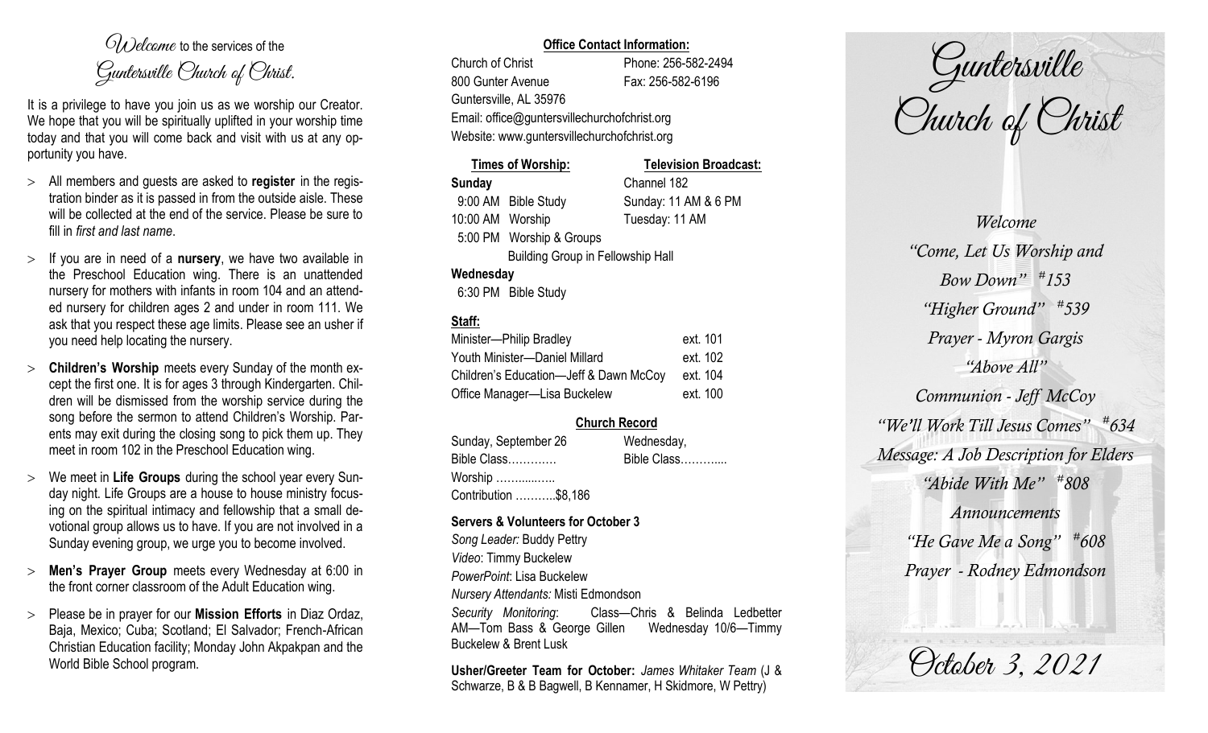*Welcome* to the services of the *Guntersville Church of Christ*.

It is a privilege to have you join us as we worship our Creator. We hope that you will be spiritually uplifted in your worship time today and that you will come back and visit with us at any opportunity you have.

- All members and guests are asked to **register** in the registration binder as it is passed in from the outside aisle. These will be collected at the end of the service. Please be sure to fill in *first and last name*.
- If you are in need of a **nursery**, we have two available in the Preschool Education wing. There is an unattended nursery for mothers with infants in room 104 and an attended nursery for children ages 2 and under in room 111. We ask that you respect these age limits. Please see an usher if you need help locating the nursery.
- **Children's Worship** meets every Sunday of the month except the first one. It is for ages 3 through Kindergarten. Children will be dismissed from the worship service during the song before the sermon to attend Children's Worship. Parents may exit during the closing song to pick them up. They meet in room 102 in the Preschool Education wing.
- We meet in **Life Groups** during the school year every Sunday night. Life Groups are a house to house ministry focusing on the spiritual intimacy and fellowship that a small devotional group allows us to have. If you are not involved in a Sunday evening group, we urge you to become involved.
- **Men's Prayer Group** meets every Wednesday at 6:00 in the front corner classroom of the Adult Education wing.
- Please be in prayer for our **Mission Efforts** in Diaz Ordaz, Baja, Mexico; Cuba; Scotland; El Salvador; French-African Christian Education facility; Monday John Akpakpan and the World Bible School program.

**Office Contact Information:**

Church of Christ — Phone: 256-582-2494
800 Gunter Avenue — Fax: 256-582-6196
Guntersville, AL 35976
Email: office@guntersvillechurchofchrist.org
Website: www.guntersvillechurchofchrist.org

| Times of Worship: | Television Broadcast: |
|---|---|
| **Sunday** | Channel 182 |
| 9:00 AM Bible Study | Sunday: 11 AM & 6 PM |
| 10:00 AM Worship | Tuesday: 11 AM |
| 5:00 PM Worship & Groups | |
| Building Group in Fellowship Hall | |
| **Wednesday** | |
| 6:30 PM Bible Study | |

**Staff:**

| | |
|---|---|
| Minister—Philip Bradley | ext. 101 |
| Youth Minister—Daniel Millard | ext. 102 |
| Children's Education—Jeff & Dawn McCoy | ext. 104 |
| Office Manager—Lisa Buckelew | ext. 100 |

**Church Record**

| | |
|---|---|
| Sunday, September 26 | Wednesday, |
| Bible Class………… | Bible Class……….... |
| Worship ……....…... | |
| Contribution ………..$8,186 | |

**Servers & Volunteers for October 3**

*Song Leader:* Buddy Pettry
*Video*: Timmy Buckelew
*PowerPoint*: Lisa Buckelew
*Nursery Attendants:* Misti Edmondson
*Security Monitoring*: Class—Chris & Belinda Ledbetter AM—Tom Bass & George Gillen Wednesday 10/6—Timmy Buckelew & Brent Lusk

**Usher/Greeter Team for October:** *James Whitaker Team* (J & Schwarze, B & B Bagwell, B Kennamer, H Skidmore, W Pettry)

# Guntersville Church of Christ

*Welcome*
*"Come, Let Us Worship and Bow Down" #153*
*"Higher Ground" #539*
*Prayer - Myron Gargis*
*"Above All"*
*Communion - Jeff McCoy*
*"We'll Work Till Jesus Comes" #634*
*Message: A Job Description for Elders*
*"Abide With Me" #808*
*Announcements*
*"He Gave Me a Song" #608*
*Prayer - Rodney Edmondson*

*October 3, 2021*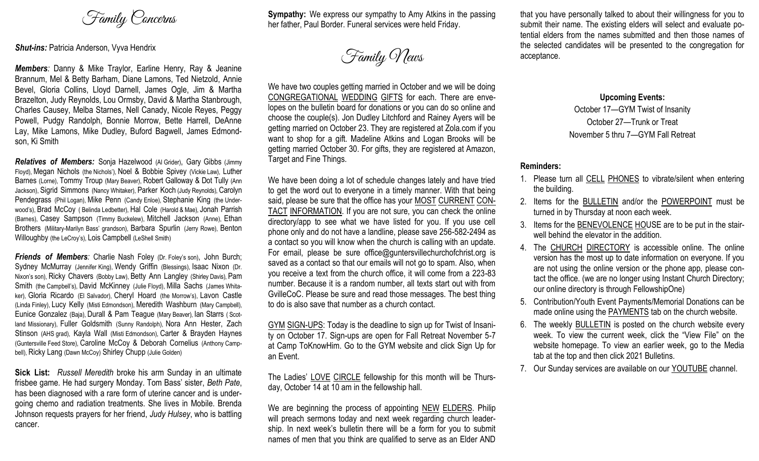# Family Concerns

***Shut-ins:*** Patricia Anderson, Vyva Hendrix

***Members:*** Danny & Mike Traylor, Earline Henry, Ray & Jeanine Brannum, Mel & Betty Barham, Diane Lamons, Ted Nietzold, Annie Bevel, Gloria Collins, Lloyd Darnell, James Ogle, Jim & Martha Brazelton, Judy Reynolds, Lou Ormsby, David & Martha Stanbrough, Charles Causey, Melba Starnes, Nell Canady, Nicole Reyes, Peggy Powell, Pudgy Randolph, Bonnie Morrow, Bette Harrell, DeAnne Lay, Mike Lamons, Mike Dudley, Buford Bagwell, James Edmondson, Ki Smith

***Relatives of Members:*** Sonja Hazelwood (Al Grider), Gary Gibbs (Jimmy Floyd), Megan Nichols (the Nichols'), Noel & Bobbie Spivey (Vickie Law), Luther Barnes (Lorne), Tommy Troup (Mary Beaver), Robert Galloway & Dot Tully (Ann Jackson), Sigrid Simmons (Nancy Whitaker), Parker Koch (Judy Reynolds), Carolyn Pendegrass (Phil Logan), Mike Penn (Candy Enloe), Stephanie King (the Underwood's), Brad McCoy ( Belinda Ledbetter), Hal Cole (Harold & Mae), Jonah Parrish (Barnes), Casey Sampson (Timmy Buckelew), Mitchell Jackson (Anne), Ethan Brothers (Military-Marilyn Bass' grandson), Barbara Spurlin (Jerry Rowe), Benton Willoughby (the LeCroy's), Lois Campbell (LeShell Smith)

***Friends of Members:*** Charlie Nash Foley (Dr. Foley's son), John Burch; Sydney McMurray (Jennifer King), Wendy Griffin (Blessings), Isaac Nixon (Dr. Nixon's son), Ricky Chavers (Bobby Law), Betty Ann Langley (Shirley Davis), Pam Smith (the Campbell's), David McKinney (Julie Floyd), Milla Sachs (James Whitaker), Gloria Ricardo (El Salvador), Cheryl Hoard (the Morrow's), Lavon Castle (Linda Finley), Lucy Kelly (Misti Edmondson), Meredith Washburn (Mary Campbell), Eunice Gonzalez (Baja), Durall & Pam Teague (Mary Beaver), Ian Starrs ( Scotland Missionary), Fuller Goldsmith (Sunny Randolph), Nora Ann Hester, Zach Stinson (AHS grad), Kayla Wall (Misti Edmondson), Carter & Brayden Haynes (Guntersville Feed Store), Caroline McCoy & Deborah Cornelius (Anthony Campbell), Ricky Lang (Dawn McCoy) Shirley Chupp (Julie Golden)

**Sick List:** *Russell Meredith* broke his arm Sunday in an ultimate frisbee game. He had surgery Monday. Tom Bass' sister, *Beth Pate*, has been diagnosed with a rare form of uterine cancer and is undergoing chemo and radiation treatments. She lives in Mobile. Brenda Johnson requests prayers for her friend, *Judy Hulsey*, who is battling cancer.

**Sympathy:** We express our sympathy to Amy Atkins in the passing her father, Paul Border. Funeral services were held Friday.

# Family News

We have two couples getting married in October and we will be doing CONGREGATIONAL WEDDING GIFTS for each. There are envelopes on the bulletin board for donations or you can do so online and choose the couple(s). Jon Dudley Litchford and Rainey Ayers will be getting married on October 23. They are registered at Zola.com if you want to shop for a gift. Madeline Atkins and Logan Brooks will be getting married October 30. For gifts, they are registered at Amazon, Target and Fine Things.

We have been doing a lot of schedule changes lately and have tried to get the word out to everyone in a timely manner. With that being said, please be sure that the office has your MOST CURRENT CONTACT INFORMATION. If you are not sure, you can check the online directory/app to see what we have listed for you. If you use cell phone only and do not have a landline, please save 256-582-2494 as a contact so you will know when the church is calling with an update. For email, please be sure office@guntersvillechurchofchrist.org is saved as a contact so that our emails will not go to spam. Also, when you receive a text from the church office, it will come from a 223-83 number. Because it is a random number, all texts start out with from GvilleCoC. Please be sure and read those messages. The best thing to do is also save that number as a church contact.

GYM SIGN-UPS: Today is the deadline to sign up for Twist of Insanity on October 17. Sign-ups are open for Fall Retreat November 5-7 at Camp ToKnowHim. Go to the GYM website and click Sign Up for an Event.

The Ladies' LOVE CIRCLE fellowship for this month will be Thursday, October 14 at 10 am in the fellowship hall.

We are beginning the process of appointing NEW ELDERS. Philip will preach sermons today and next week regarding church leadership. In next week's bulletin there will be a form for you to submit names of men that you think are qualified to serve as an Elder AND that you have personally talked to about their willingness for you to submit their name. The existing elders will select and evaluate potential elders from the names submitted and then those names of the selected candidates will be presented to the congregation for acceptance.

**Upcoming Events:**

October 17—GYM Twist of Insanity
October 27—Trunk or Treat
November 5 thru 7—GYM Fall Retreat

**Reminders:**

1. Please turn all CELL PHONES to vibrate/silent when entering the building.
2. Items for the BULLETIN and/or the POWERPOINT must be turned in by Thursday at noon each week.
3. Items for the BENEVOLENCE HOUSE are to be put in the stairwell behind the elevator in the addition.
4. The CHURCH DIRECTORY is accessible online. The online version has the most up to date information on everyone. If you are not using the online version or the phone app, please contact the office. (we are no longer using Instant Church Directory; our online directory is through FellowshipOne)
5. Contribution/Youth Event Payments/Memorial Donations can be made online using the PAYMENTS tab on the church website.
6. The weekly BULLETIN is posted on the church website every week. To view the current week, click the "View File" on the website homepage. To view an earlier week, go to the Media tab at the top and then click 2021 Bulletins.
7. Our Sunday services are available on our YOUTUBE channel.